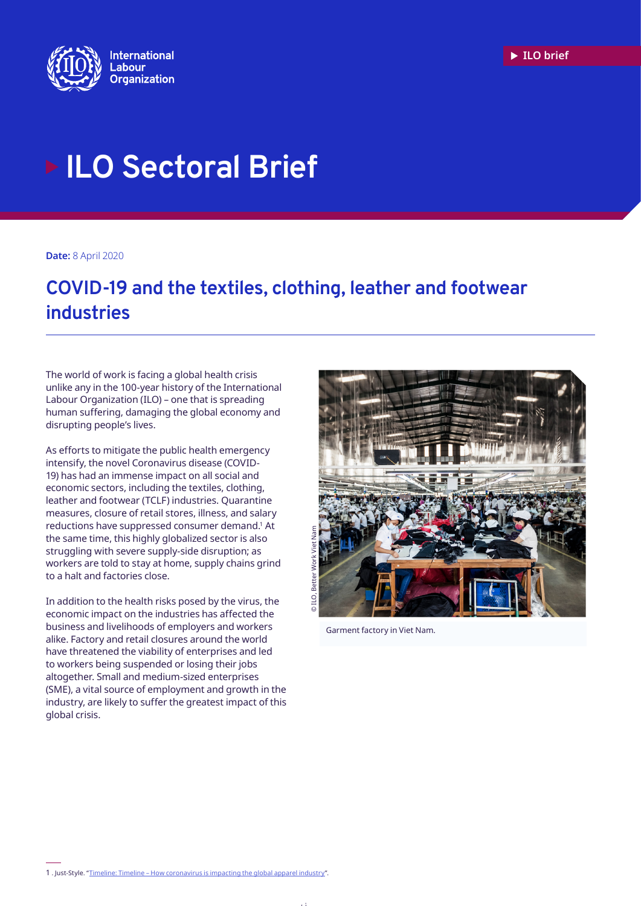ILO brief

# ILO Sectoral Brief

**Date:** 8 April 2020

## COVID-19 and the textiles, clothing, leather and footwear industries

The world of work is facing a global health crisis unlike any in the 100-year history of the International Labour Organization (ILO) – one that is spreading human suffering, damaging the global economy and disrupting people's lives.

As efforts to mitigate the public health emergency intensify, the novel Coronavirus disease (COVID-19) has had an immense impact on all social and economic sectors, including the textiles, clothing, leather and footwear (TCLF) industries. Quarantine measures, closure of retail stores, illness, and salary reductions have suppressed consumer demand.[1] At the same time, this highly globalized sector is also struggling with severe supply-side disruption; as workers are told to stay at home, supply chains grind to a halt and factories close.

In addition to the health risks posed by the virus, the economic impact on the industries has affected the business and livelihoods of employers and workers alike. Factory and retail closures around the world have threatened the viability of enterprises and led to workers being suspended or losing their jobs altogether. Small and medium-sized enterprises (SME), a vital source of employment and growth in the industry, are likely to suffer the greatest impact of this global crisis.

© ILO, Better Work Viet Nam

Garment factory in Viet Nam.

1 . Just-Style. "Timeline: Timeline – How coronavirus is impacting the global apparel industry".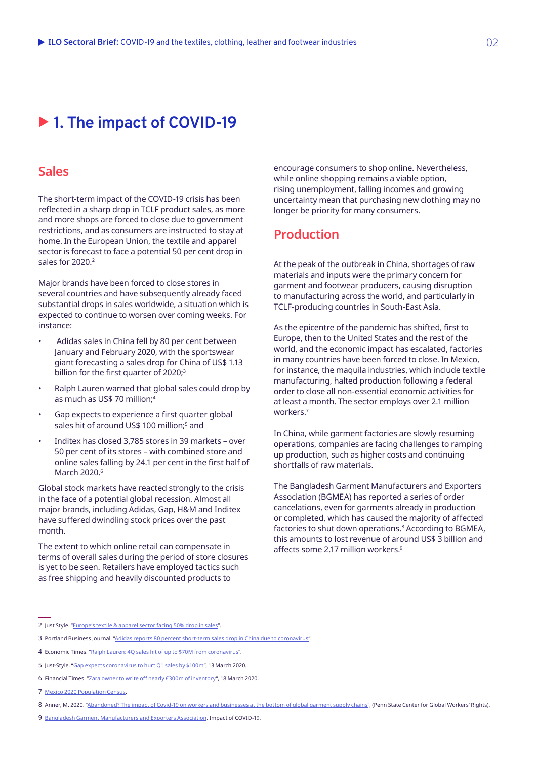# 1. The impact of COVID-19

## Sales

The short-term impact of the COVID-19 crisis has been reflected in a sharp drop in TCLF product sales, as more and more shops are forced to close due to government restrictions, and as consumers are instructed to stay at home. In the European Union, the textile and apparel sector is forecast to face a potential 50 per cent drop in sales for 2020.[2]

Major brands have been forced to close stores in several countries and have subsequently already faced substantial drops in sales worldwide, a situation which is expected to continue to worsen over coming weeks. For instance:

- Adidas sales in China fell by 80 per cent between January and February 2020, with the sportswear giant forecasting a sales drop for China of US$ 1.13 billion for the first quarter of 2020;[3]
- Ralph Lauren warned that global sales could drop by as much as US$ 70 million;[4]
- Gap expects to experience a first quarter global sales hit of around US$ 100 million;[5] and
- Inditex has closed 3,785 stores in 39 markets – over 50 per cent of its stores – with combined store and online sales falling by 24.1 per cent in the first half of March 2020.[6]

Global stock markets have reacted strongly to the crisis in the face of a potential global recession. Almost all major brands, including Adidas, Gap, H&M and Inditex have suffered dwindling stock prices over the past month.

The extent to which online retail can compensate in terms of overall sales during the period of store closures is yet to be seen. Retailers have employed tactics such as free shipping and heavily discounted products to encourage consumers to shop online. Nevertheless, while online shopping remains a viable option, rising unemployment, falling incomes and growing uncertainty mean that purchasing new clothing may no longer be priority for many consumers.

## Production

At the peak of the outbreak in China, shortages of raw materials and inputs were the primary concern for garment and footwear producers, causing disruption to manufacturing across the world, and particularly in TCLF-producing countries in South-East Asia.

As the epicentre of the pandemic has shifted, first to Europe, then to the United States and the rest of the world, and the economic impact has escalated, factories in many countries have been forced to close. In Mexico, for instance, the maquila industries, which include textile manufacturing, halted production following a federal order to close all non-essential economic activities for at least a month. The sector employs over 2.1 million workers.[7]

In China, while garment factories are slowly resuming operations, companies are facing challenges to ramping up production, such as higher costs and continuing shortfalls of raw materials.

The Bangladesh Garment Manufacturers and Exporters Association (BGMEA) has reported a series of order cancelations, even for garments already in production or completed, which has caused the majority of affected factories to shut down operations.[8] According to BGMEA, this amounts to lost revenue of around US$ 3 billion and affects some 2.17 million workers.[9]

---

2 Just Style. "Europe's textile & apparel sector facing 50% drop in sales".

3 Portland Business Journal. "Adidas reports 80 percent short-term sales drop in China due to coronavirus".

4 Economic Times. "Ralph Lauren: 4Q sales hit of up to $70M from coronavirus".

5 Just-Style. "Gap expects coronavirus to hurt Q1 sales by $100m", 13 March 2020.

6 Financial Times. "Zara owner to write off nearly €300m of inventory", 18 March 2020.

7 Mexico 2020 Population Census.

8 Anner, M. 2020. "Abandoned? The impact of Covid-19 on workers and businesses at the bottom of global garment supply chains", (Penn State Center for Global Workers' Rights).

9 Bangladesh Garment Manufacturers and Exporters Association. Impact of COVID-19.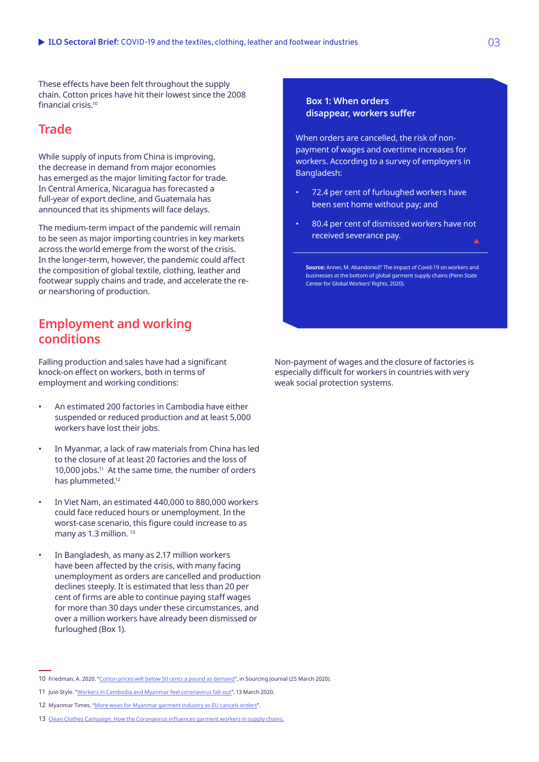These effects have been felt throughout the supply chain. Cotton prices have hit their lowest since the 2008 financial crisis.[10]

## Trade

While supply of inputs from China is improving, the decrease in demand from major economies has emerged as the major limiting factor for trade. In Central America, Nicaragua has forecasted a full-year of export decline, and Guatemala has announced that its shipments will face delays.

The medium-term impact of the pandemic will remain to be seen as major importing countries in key markets across the world emerge from the worst of the crisis. In the longer-term, however, the pandemic could affect the composition of global textile, clothing, leather and footwear supply chains and trade, and accelerate the re- or nearshoring of production.

## Employment and working conditions

Falling production and sales have had a significant knock-on effect on workers, both in terms of employment and working conditions:

- An estimated 200 factories in Cambodia have either suspended or reduced production and at least 5,000 workers have lost their jobs.
- In Myanmar, a lack of raw materials from China has led to the closure of at least 20 factories and the loss of 10,000 jobs.[11] At the same time, the number of orders has plummeted.[12]
- In Viet Nam, an estimated 440,000 to 880,000 workers could face reduced hours or unemployment. In the worst-case scenario, this figure could increase to as many as 1.3 million.[13]
- In Bangladesh, as many as 2.17 million workers have been affected by the crisis, with many facing unemployment as orders are cancelled and production declines steeply. It is estimated that less than 20 per cent of firms are able to continue paying staff wages for more than 30 days under these circumstances, and over a million workers have already been dismissed or furloughed (Box 1).

### Box 1: When orders disappear, workers suffer

When orders are cancelled, the risk of non-payment of wages and overtime increases for workers. According to a survey of employers in Bangladesh:

- 72.4 per cent of furloughed workers have been sent home without pay; and
- 80.4 per cent of dismissed workers have not received severance pay.

**Source:** Anner, M. Abandoned? The impact of Covid-19 on workers and businesses at the bottom of global garment supply chains (Penn State Center for Global Workers' Rights, 2020).

Non-payment of wages and the closure of factories is especially difficult for workers in countries with very weak social protection systems.

---

10 Friedman, A. 2020. "Cotton prices wilt below 50 cents a pound as demand", in Sourcing Journal (25 March 2020).

11 Just-Style. "Workers in Cambodia and Myanmar feel coronavirus fall-out", 13 March 2020.

12 Myanmar Times. "More woes for Myanmar garment industry as EU cancels orders".

13 Clean Clothes Campaign. How the Coronavirus influences garment workers in supply chains.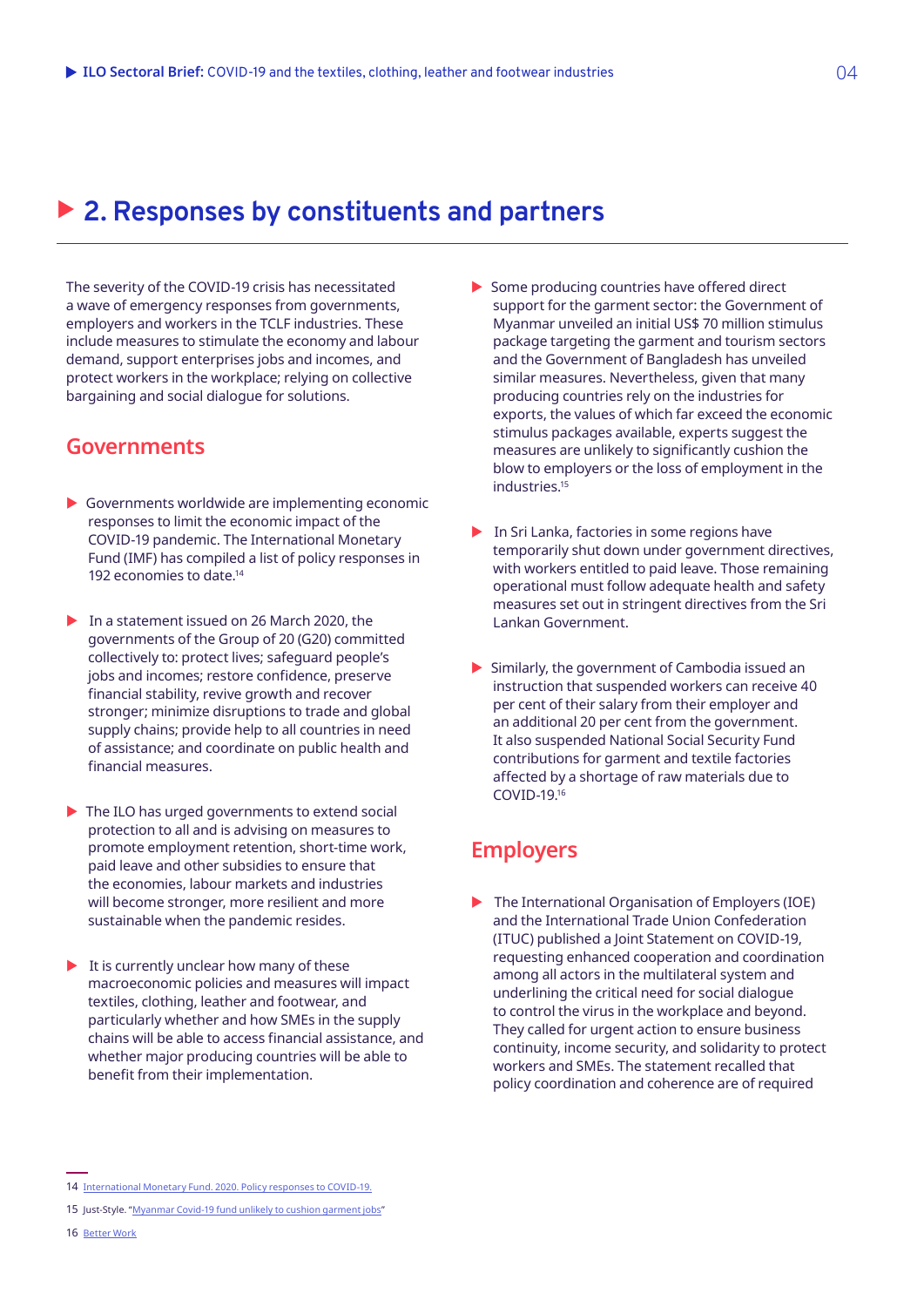# 2. Responses by constituents and partners

The severity of the COVID-19 crisis has necessitated a wave of emergency responses from governments, employers and workers in the TCLF industries. These include measures to stimulate the economy and labour demand, support enterprises jobs and incomes, and protect workers in the workplace; relying on collective bargaining and social dialogue for solutions.

## Governments

- Governments worldwide are implementing economic responses to limit the economic impact of the COVID-19 pandemic. The International Monetary Fund (IMF) has compiled a list of policy responses in 192 economies to date.[14]

- In a statement issued on 26 March 2020, the governments of the Group of 20 (G20) committed collectively to: protect lives; safeguard people's jobs and incomes; restore confidence, preserve financial stability, revive growth and recover stronger; minimize disruptions to trade and global supply chains; provide help to all countries in need of assistance; and coordinate on public health and financial measures.

- The ILO has urged governments to extend social protection to all and is advising on measures to promote employment retention, short-time work, paid leave and other subsidies to ensure that the economies, labour markets and industries will become stronger, more resilient and more sustainable when the pandemic resides.

- It is currently unclear how many of these macroeconomic policies and measures will impact textiles, clothing, leather and footwear, and particularly whether and how SMEs in the supply chains will be able to access financial assistance, and whether major producing countries will be able to benefit from their implementation.

- Some producing countries have offered direct support for the garment sector: the Government of Myanmar unveiled an initial US$ 70 million stimulus package targeting the garment and tourism sectors and the Government of Bangladesh has unveiled similar measures. Nevertheless, given that many producing countries rely on the industries for exports, the values of which far exceed the economic stimulus packages available, experts suggest the measures are unlikely to significantly cushion the blow to employers or the loss of employment in the industries.[15]

- In Sri Lanka, factories in some regions have temporarily shut down under government directives, with workers entitled to paid leave. Those remaining operational must follow adequate health and safety measures set out in stringent directives from the Sri Lankan Government.

- Similarly, the government of Cambodia issued an instruction that suspended workers can receive 40 per cent of their salary from their employer and an additional 20 per cent from the government. It also suspended National Social Security Fund contributions for garment and textile factories affected by a shortage of raw materials due to COVID-19.[16]

## Employers

- The International Organisation of Employers (IOE) and the International Trade Union Confederation (ITUC) published a Joint Statement on COVID-19, requesting enhanced cooperation and coordination among all actors in the multilateral system and underlining the critical need for social dialogue to control the virus in the workplace and beyond. They called for urgent action to ensure business continuity, income security, and solidarity to protect workers and SMEs. The statement recalled that policy coordination and coherence are of required

---

14 International Monetary Fund. 2020. Policy responses to COVID-19.

15 Just-Style. "Myanmar Covid-19 fund unlikely to cushion garment jobs"

16 Better Work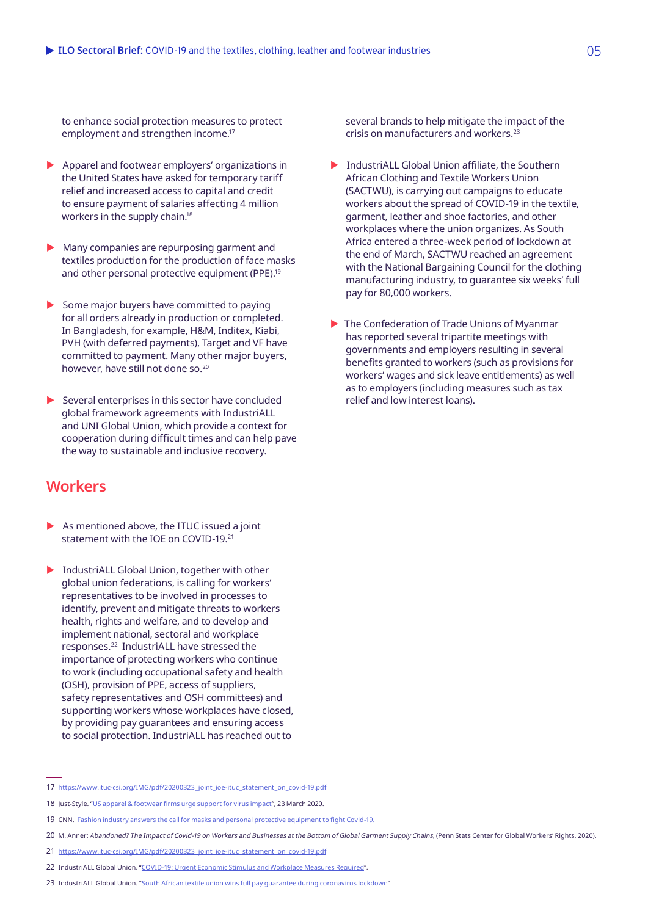to enhance social protection measures to protect employment and strengthen income.[17]

- Apparel and footwear employers' organizations in the United States have asked for temporary tariff relief and increased access to capital and credit to ensure payment of salaries affecting 4 million workers in the supply chain.[18]

- Many companies are repurposing garment and textiles production for the production of face masks and other personal protective equipment (PPE).[19]

- Some major buyers have committed to paying for all orders already in production or completed. In Bangladesh, for example, H&M, Inditex, Kiabi, PVH (with deferred payments), Target and VF have committed to payment. Many other major buyers, however, have still not done so.[20]

- Several enterprises in this sector have concluded global framework agreements with IndustriALL and UNI Global Union, which provide a context for cooperation during difficult times and can help pave the way to sustainable and inclusive recovery.

## Workers

- As mentioned above, the ITUC issued a joint statement with the IOE on COVID-19.[21]

- IndustriALL Global Union, together with other global union federations, is calling for workers' representatives to be involved in processes to identify, prevent and mitigate threats to workers health, rights and welfare, and to develop and implement national, sectoral and workplace responses.[22] IndustriALL have stressed the importance of protecting workers who continue to work (including occupational safety and health (OSH), provision of PPE, access of suppliers, safety representatives and OSH committees) and supporting workers whose workplaces have closed, by providing pay guarantees and ensuring access to social protection. IndustriALL has reached out to several brands to help mitigate the impact of the crisis on manufacturers and workers.[23]

- IndustriALL Global Union affiliate, the Southern African Clothing and Textile Workers Union (SACTWU), is carrying out campaigns to educate workers about the spread of COVID-19 in the textile, garment, leather and shoe factories, and other workplaces where the union organizes. As South Africa entered a three-week period of lockdown at the end of March, SACTWU reached an agreement with the National Bargaining Council for the clothing manufacturing industry, to guarantee six weeks' full pay for 80,000 workers.

- The Confederation of Trade Unions of Myanmar has reported several tripartite meetings with governments and employers resulting in several benefits granted to workers (such as provisions for workers' wages and sick leave entitlements) as well as to employers (including measures such as tax relief and low interest loans).

---

17 https://www.ituc-csi.org/IMG/pdf/20200323_joint_ioe-ituc_statement_on_covid-19.pdf

18 Just-Style. "US apparel & footwear firms urge support for virus impact", 23 March 2020.

19 CNN. Fashion industry answers the call for masks and personal protective equipment to fight Covid-19.

20 M. Anner: *Abandoned? The Impact of Covid-19 on Workers and Businesses at the Bottom of Global Garment Supply Chains*, (Penn Stats Center for Global Workers' Rights, 2020).

21 https://www.ituc-csi.org/IMG/pdf/20200323_joint_ioe-ituc_statement_on_covid-19.pdf

22 IndustriALL Global Union. "COVID-19: Urgent Economic Stimulus and Workplace Measures Required".

23 IndustriALL Global Union. "South African textile union wins full pay guarantee during coronavirus lockdown"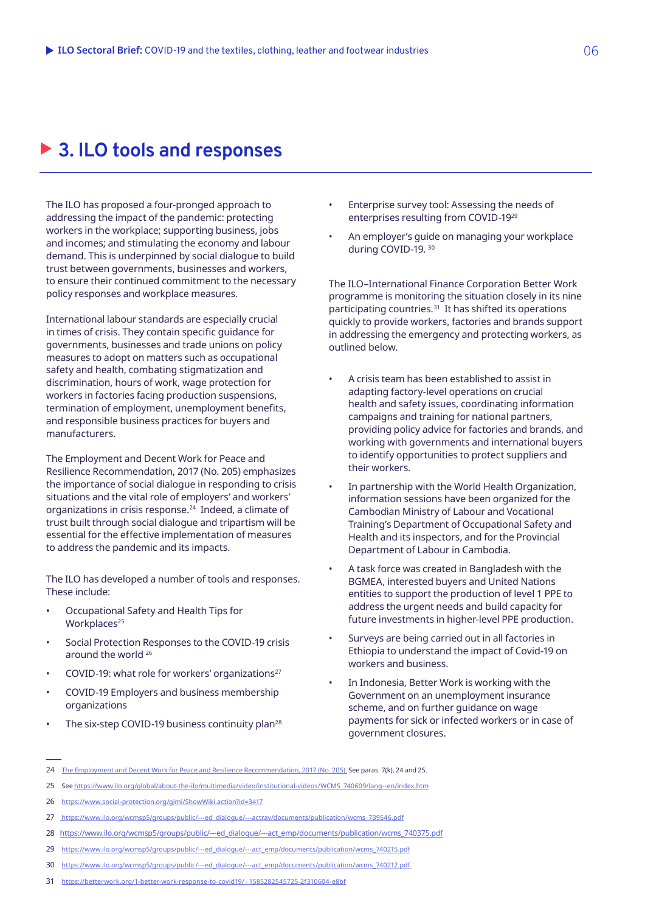# 3. ILO tools and responses

The ILO has proposed a four-pronged approach to addressing the impact of the pandemic: protecting workers in the workplace; supporting business, jobs and incomes; and stimulating the economy and labour demand. This is underpinned by social dialogue to build trust between governments, businesses and workers, to ensure their continued commitment to the necessary policy responses and workplace measures.

International labour standards are especially crucial in times of crisis. They contain specific guidance for governments, businesses and trade unions on policy measures to adopt on matters such as occupational safety and health, combating stigmatization and discrimination, hours of work, wage protection for workers in factories facing production suspensions, termination of employment, unemployment benefits, and responsible business practices for buyers and manufacturers.

The Employment and Decent Work for Peace and Resilience Recommendation, 2017 (No. 205) emphasizes the importance of social dialogue in responding to crisis situations and the vital role of employers' and workers' organizations in crisis response.[24] Indeed, a climate of trust built through social dialogue and tripartism will be essential for the effective implementation of measures to address the pandemic and its impacts.

The ILO has developed a number of tools and responses. These include:

- Occupational Safety and Health Tips for Workplaces[25]
- Social Protection Responses to the COVID-19 crisis around the world [26]
- COVID-19: what role for workers' organizations[27]
- COVID-19 Employers and business membership organizations
- The six-step COVID-19 business continuity plan[28]
- Enterprise survey tool: Assessing the needs of enterprises resulting from COVID-19[29]
- An employer's guide on managing your workplace during COVID-19. [30]

The ILO–International Finance Corporation Better Work programme is monitoring the situation closely in its nine participating countries.[31] It has shifted its operations quickly to provide workers, factories and brands support in addressing the emergency and protecting workers, as outlined below.

- A crisis team has been established to assist in adapting factory-level operations on crucial health and safety issues, coordinating information campaigns and training for national partners, providing policy advice for factories and brands, and working with governments and international buyers to identify opportunities to protect suppliers and their workers.
- In partnership with the World Health Organization, information sessions have been organized for the Cambodian Ministry of Labour and Vocational Training's Department of Occupational Safety and Health and its inspectors, and for the Provincial Department of Labour in Cambodia.
- A task force was created in Bangladesh with the BGMEA, interested buyers and United Nations entities to support the production of level 1 PPE to address the urgent needs and build capacity for future investments in higher-level PPE production.
- Surveys are being carried out in all factories in Ethiopia to understand the impact of Covid-19 on workers and business.
- In Indonesia, Better Work is working with the Government on an unemployment insurance scheme, and on further guidance on wage payments for sick or infected workers or in case of government closures.

---

24 The Employment and Decent Work for Peace and Resilience Recommendation, 2017 (No. 205). See paras. 7(k), 24 and 25.

25 See https://www.ilo.org/global/about-the-ilo/multimedia/video/institutional-videos/WCMS_740609/lang--en/index.htm

26 https://www.social-protection.org/gimi/ShowWiki.action?id=3417

27 https://www.ilo.org/wcmsp5/groups/public/---ed_dialogue/---actrav/documents/publication/wcms_739546.pdf

28 https://www.ilo.org/wcmsp5/groups/public/---ed_dialogue/---act_emp/documents/publication/wcms_740375.pdf

29 https://www.ilo.org/wcmsp5/groups/public/---ed_dialogue/---act_emp/documents/publication/wcms_740215.pdf

30 https://www.ilo.org/wcmsp5/groups/public/---ed_dialogue/---act_emp/documents/publication/wcms_740212.pdf

31 https://betterwork.org/1-better-work-response-to-covid19/ - 1585282545725-2f310604-e8bf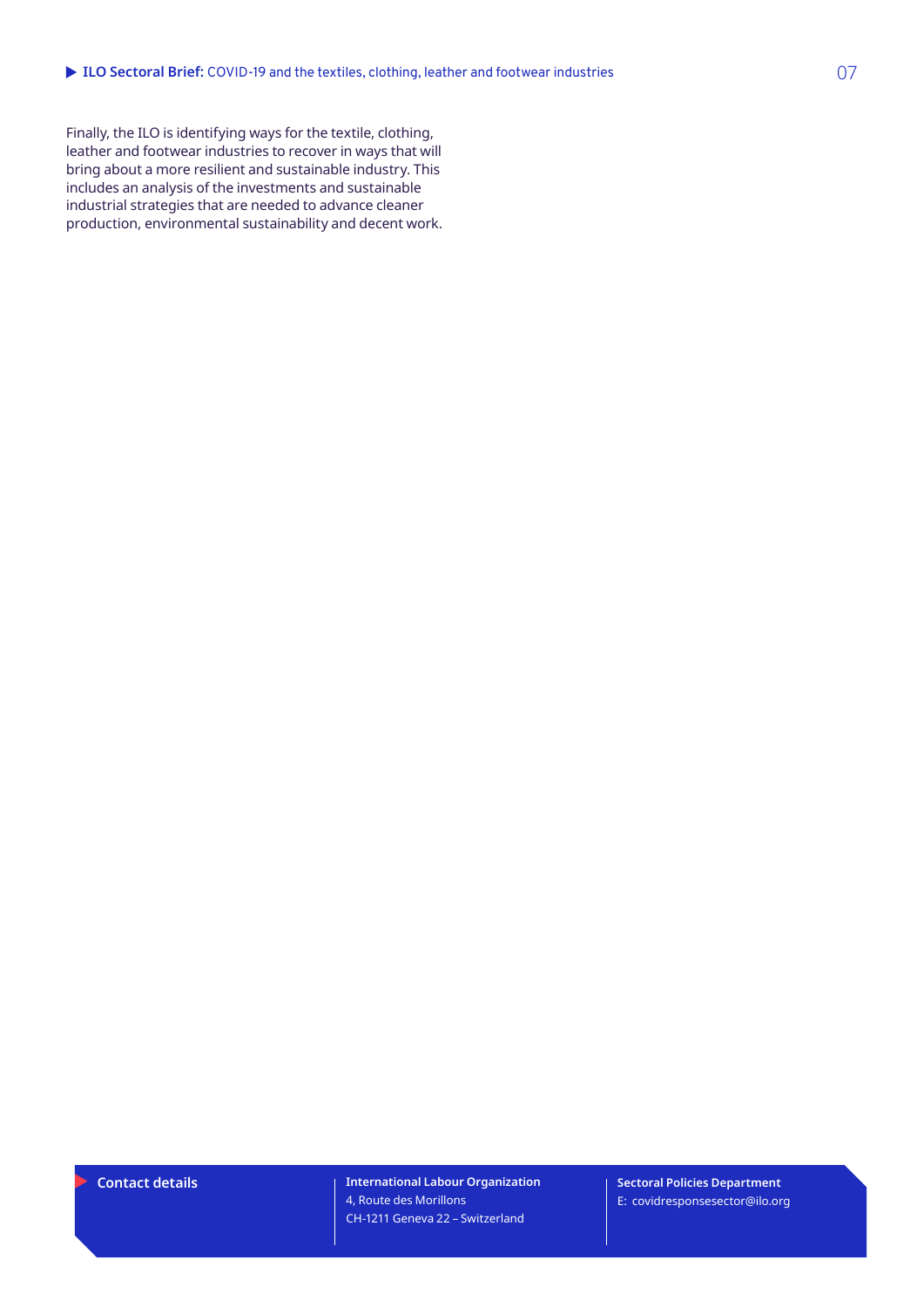Finally, the ILO is identifying ways for the textile, clothing, leather and footwear industries to recover in ways that will bring about a more resilient and sustainable industry. This includes an analysis of the investments and sustainable industrial strategies that are needed to advance cleaner production, environmental sustainability and decent work.

**Contact details**

**International Labour Organization**
4, Route des Morillons
CH-1211 Geneva 22 – Switzerland

**Sectoral Policies Department**
E: covidresponsesector@ilo.org